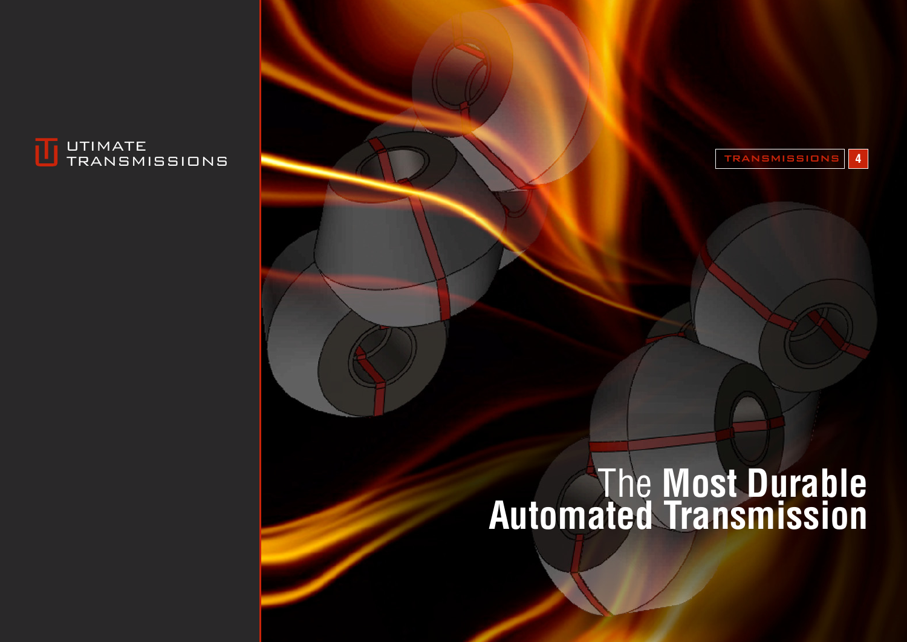UTIMATE TRANSMISSIONS

TRANSMISSIONS 4

# The **Most Durable Automated Transmission**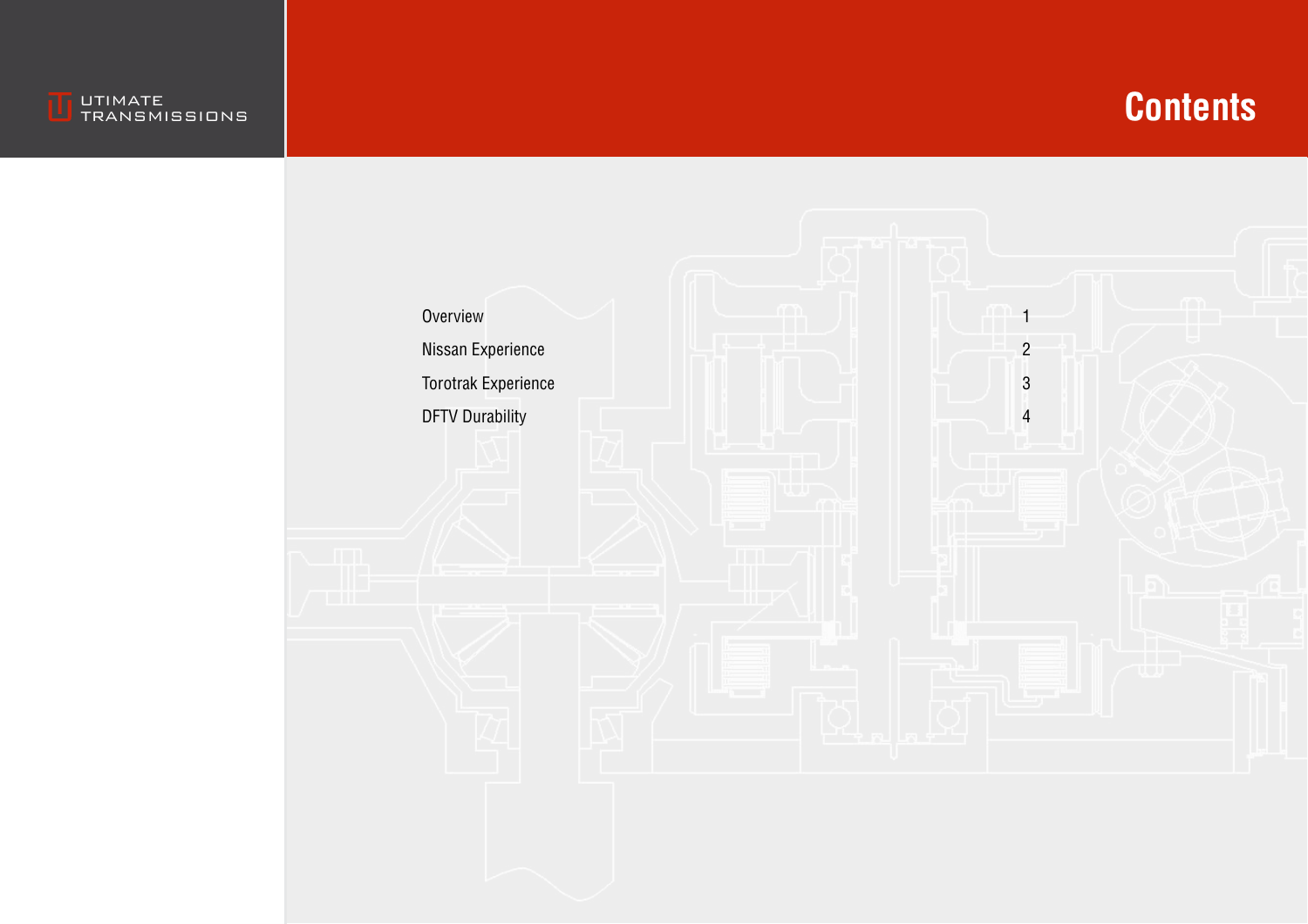# Contents

| | |
|---|---|
| Overview | 1 |
| Nissan Experience | 2 |
| Torotrak Experience | 3 |
| DFTV Durability | 4 |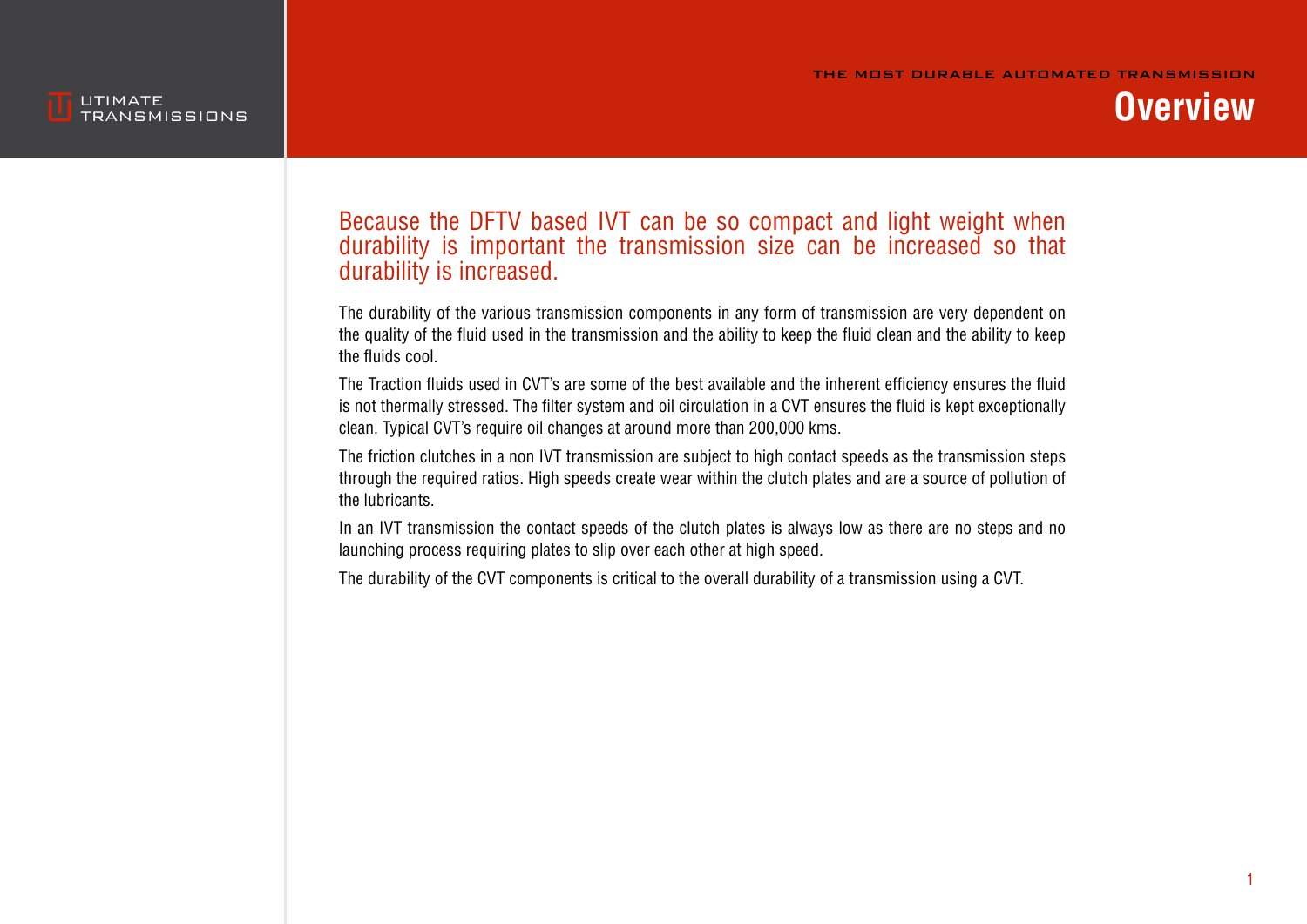# Overview

Because the DFTV based IVT can be so compact and light weight when durability is important the transmission size can be increased so that durability is increased.

The durability of the various transmission components in any form of transmission are very dependent on the quality of the fluid used in the transmission and the ability to keep the fluid clean and the ability to keep the fluids cool.

The Traction fluids used in CVT's are some of the best available and the inherent efficiency ensures the fluid is not thermally stressed. The filter system and oil circulation in a CVT ensures the fluid is kept exceptionally clean. Typical CVT's require oil changes at around more than 200,000 kms.

The friction clutches in a non IVT transmission are subject to high contact speeds as the transmission steps through the required ratios. High speeds create wear within the clutch plates and are a source of pollution of the lubricants.

In an IVT transmission the contact speeds of the clutch plates is always low as there are no steps and no launching process requiring plates to slip over each other at high speed.

The durability of the CVT components is critical to the overall durability of a transmission using a CVT.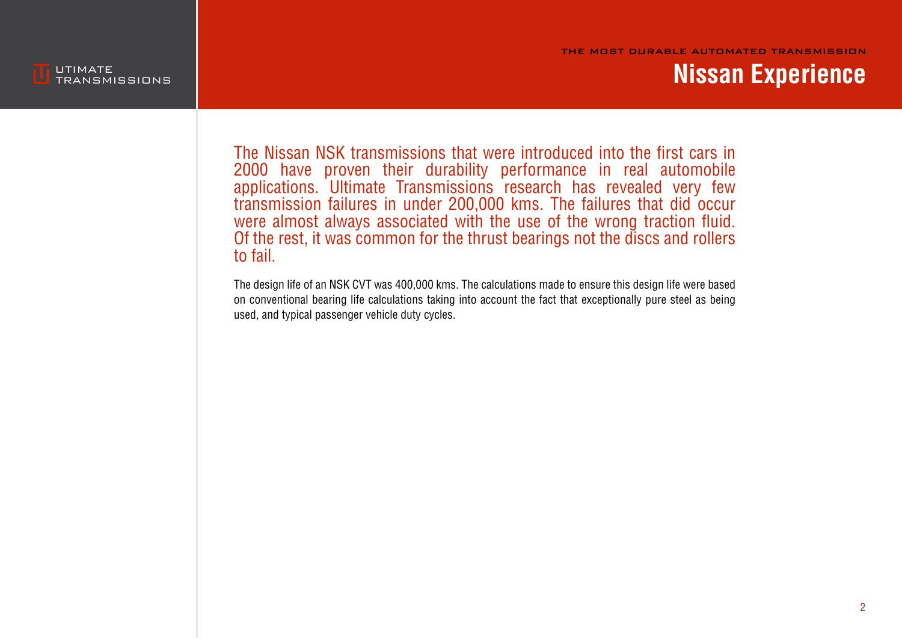THE MOST DURABLE AUTOMATED TRANSMISSION

# Nissan Experience

The Nissan NSK transmissions that were introduced into the first cars in 2000 have proven their durability performance in real automobile applications. Ultimate Transmissions research has revealed very few transmission failures in under 200,000 kms. The failures that did occur were almost always associated with the use of the wrong traction fluid. Of the rest, it was common for the thrust bearings not the discs and rollers to fail.

The design life of an NSK CVT was 400,000 kms. The calculations made to ensure this design life were based on conventional bearing life calculations taking into account the fact that exceptionally pure steel as being used, and typical passenger vehicle duty cycles.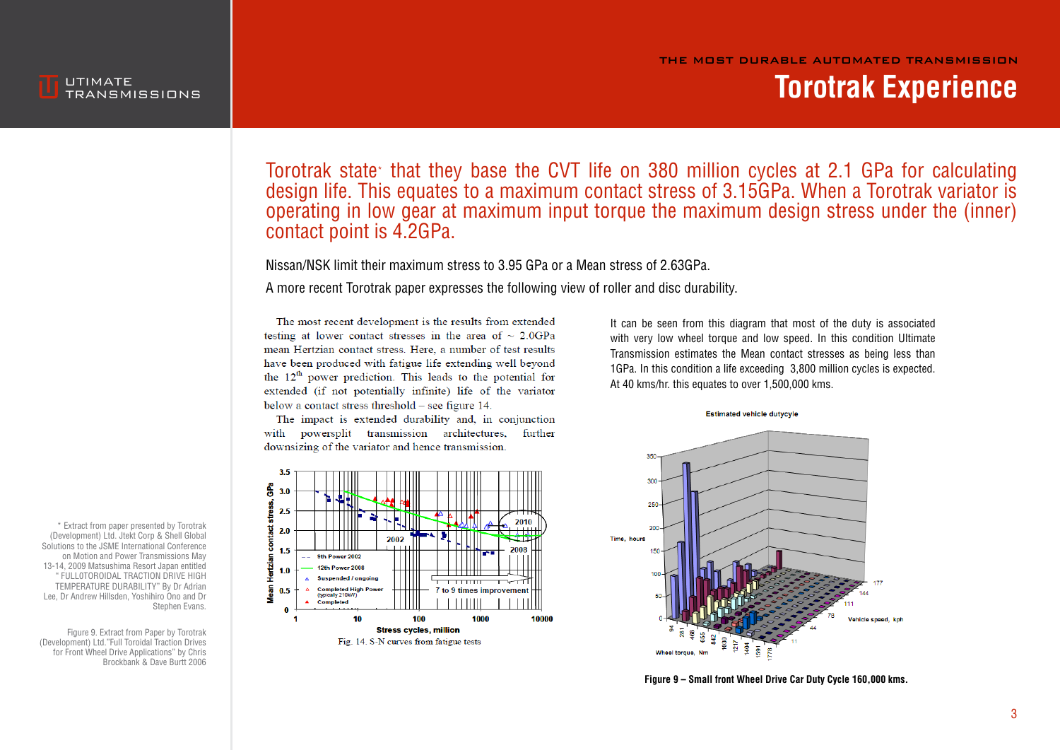THE MOST DURABLE AUTOMATED TRANSMISSION

# Torotrak Experience

Torotrak state* that they base the CVT life on 380 million cycles at 2.1 GPa for calculating design life. This equates to a maximum contact stress of 3.15GPa. When a Torotrak variator is operating in low gear at maximum input torque the maximum design stress under the (inner) contact point is 4.2GPa.

Nissan/NSK limit their maximum stress to 3.95 GPa or a Mean stress of 2.63GPa.

A more recent Torotrak paper expresses the following view of roller and disc durability.

> The most recent development is the results from extended testing at lower contact stresses in the area of ~ 2.0GPa mean Hertzian contact stress. Here, a number of test results have been produced with fatigue life extending well beyond the 12[th] power prediction. This leads to the potential for extended (if not potentially infinite) life of the variator below a contact stress threshold – see figure 14.
>
> The impact is extended durability and, in conjunction with powersplit transmission architectures, further downsizing of the variator and hence transmission.

Fig. 14. S-N curves from fatigue tests

It can be seen from this diagram that most of the duty is associated with very low wheel torque and low speed. In this condition Ultimate Transmission estimates the Mean contact stresses as being less than 1GPa. In this condition a life exceeding 3,800 million cycles is expected. At 40 kms/hr. this equates to over 1,500,000 kms.

**Figure 9 – Small front Wheel Drive Car Duty Cycle 160,000 kms.**

\* Extract from paper presented by Torotrak (Development) Ltd. Jtekt Corp & Shell Global Solutions to the JSME International Conference on Motion and Power Transmissions May 13-14, 2009 Matsushima Resort Japan entitled " FULLOTOROIDAL TRACTION DRIVE HIGH TEMPERATURE DURABILITY" By Dr Adrian Lee, Dr Andrew Hillsden, Yoshihiro Ono and Dr Stephen Evans.

Figure 9. Extract from Paper by Torotrak (Development) Ltd."Full Toroidal Traction Drives for Front Wheel Drive Applications" by Chris Brockbank & Dave Burtt 2006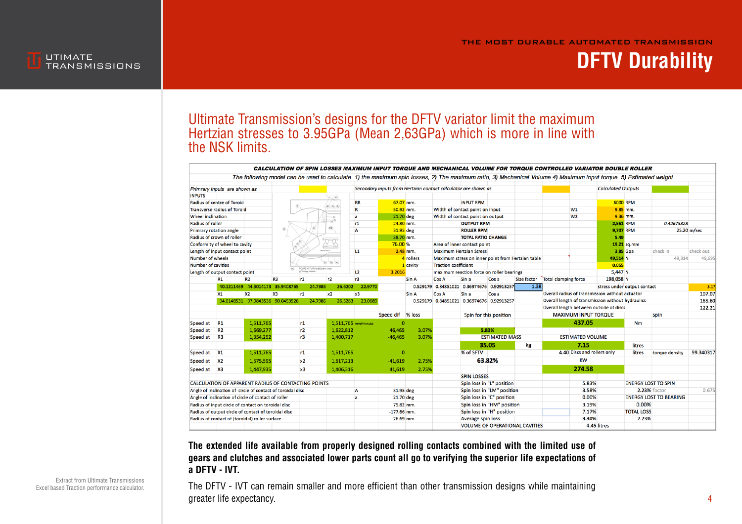## DFTV Durability

Ultimate Transmission's designs for the DFTV variator limit the maximum Hertzian stresses to 3.95GPa (Mean 2,63GPa) which is more in line with the NSK limits.

**CALCULATION OF SPIN LOSSES MAXIMUM INPUT TORQUE AND MECHANICAL VOLUME FOR TORQUE CONTROLLED VARIATOR DOUBLE ROLLER**

*The following model can be used to calculate 1) the maximum spin losses, 2) The maximum ratio, 3) Mechanical Volume 4) Maximum input torque. 5) Estimated weight*

*Primary inputs are shown as* (yellow) — *Secondary inputs from Hertzian contact calculator are shown as* (orange) — *Calculated Outputs* (green)

| INPUTS | | | |
|---|---|---|---|
| Radius of centre of Toroid | RR | 67.07 | mm. |
| Transverse radius of Toroid | R | 50.92 | mm. |
| Wheel inclination | a | 21.70 | deg |
| Radius of roller | r1 | 24.80 | mm. |
| Primary rotation angle | A | 31.95 | deg |
| Radius of crown of roller | | 38.70 | mm. |
| Conformity of wheel to cavity | | 76.00 | % |
| Length of input contact point | L1 | 2.48 | mm. |
| Number of wheels | | 4 | rollers |
| Number of cavities | | 1 | cavity |
| Length of output contact point | L2 | 3.2016 | |

| | | | |
|---|---|---|---|
| INPUT RPM | | 6000 | RPM |
| Width of contact point on input | W1 | 9.85 | mm. |
| Width of contact point on output | W2 | 9.36 | mm. |
| OUTPUT RPM | | 2,561 | RPM |
| ROLLER RPM | | 9,707 | RPM |
| TOTAL RATIO CHANGE | | 5.49 | |
| Area of inner contact point | | 19.21 | sq.mm |
| Maximum Hertzian Stress | | 3.85 | Gpa |
| Maximum stress on inner point from Hertzian table | | 49,514 | N |
| Traction coefficient | | 0.055 | |
| maximum reaction force on roller bearings | | 5,447 | N |
| Total clamping force | | 198,058 | N |

Other values: 0.42675328; 25.20 m/sec; check in 49,314; check out 49,695

| R1 | R2 | R3 | r1 | r2 | r3 |
|---|---|---|---|---|---|
| 40.1211469 | 44.3014173 | 35.9408765 | 24.7986 | 26.6202 | 22.9770 |

| X1 | X2 | X3 | r1 | x2 | x3 |
|---|---|---|---|---|---|
| 94.0148531 | 97.9843536 | 90.0453526 | 24.7986 | 26.5283 | 23.0689 |

| Sin A | Cos A | Sin a | Cos a | Size factor |
|---|---|---|---|---|
| 0.529179 | 0.84851021 | 0.36974676 | 0.92913257 | 1.38 |
| 0.529179 | 0.84851021 | 0.36974676 | 0.92913257 | |

| | |
|---|---|
| stress under output contact | 3.17 |
| Overall radius of transmission without actuator | 107.07 |
| Overall length of transmission without hydraulics | 165.60 |
| Overall length between outside of discs | 122.21 |

| | | | | | Speed dif | % loss |
|---|---|---|---|---|---|---|
| Speed at | R1 | 1,511,765 | r1 | 1,511,765 mm/minute | 0 | |
| Speed at | R2 | 1,669,277 | r2 | 1,622,812 | 46,465 | 3.07% |
| Speed at | R3 | 1,354,252 | r3 | 1,400,717 | -46,465 | 3.07% |
| Speed at | X1 | 1,511,765 | r1 | 1,511,765 | 0 | |
| Speed at | X2 | 1,575,595 | x2 | 1,617,213 | -41,619 | 2.75% |
| Speed at | X3 | 1,447,935 | x3 | 1,406,316 | 41,619 | 2.75% |

| | | | |
|---|---|---|---|
| Spin for this position | 5.83% | MAXIMUM INPUT TORQUE | 437.05 Nm |
| ESTIMATED MASS | 35.05 kg | ESTIMATED VOLUME | 7.15 litres |
| % of SFTV | 63.82% | 4.40 Discs and rollers only | litres |
| | | KW | 274.58 |

torque density 99.340317

| CALCULATION OF APPARENT RADIUS OF CONTACTING POINTS | | | |
|---|---|---|---|
| Angle of inclination of circle of contact of toroidal disc | A | 31.95 | deg |
| Angle of inclination of circle of contact of roller | a | 21.70 | deg |
| Radius of input circle of contact on toroidal disc | | 75.82 | mm. |
| Radius of output circle of contact of toroidal disc | | -177.66 | mm. |
| Radius of contact of (toroidal) roller surface | | 26.69 | mm. |

| SPIN LOSSES | | | |
|---|---|---|---|
| Spin loss in "L" position | 5.83% | ENERGY LOST TO SPIN | |
| Spin loss in "LM" position | 3.58% | 2.23% factor | 0.675 |
| Spin loss in "C" position | 0.00% | ENERGY LOST TO BEARING | |
| Spin loss in "HM" position | 3.19% | 0.00% | |
| Spin loss in "H" position | 7.17% | TOTAL LOSS | |
| Average spin loss | 3.30% | 2.23% | |
| VOLUME OF OPERATIONAL CAVITIES | 4.45 litres | | |

**The extended life available from properly designed rolling contacts combined with the limited use of gears and clutches and associated lower parts count all go to verifying the superior life expectations of a DFTV - IVT.**

The DFTV - IVT can remain smaller and more efficient than other transmission designs while maintaining greater life expectancy.

Extract from Ultimate Transmissions Excel based Traction performance calculator.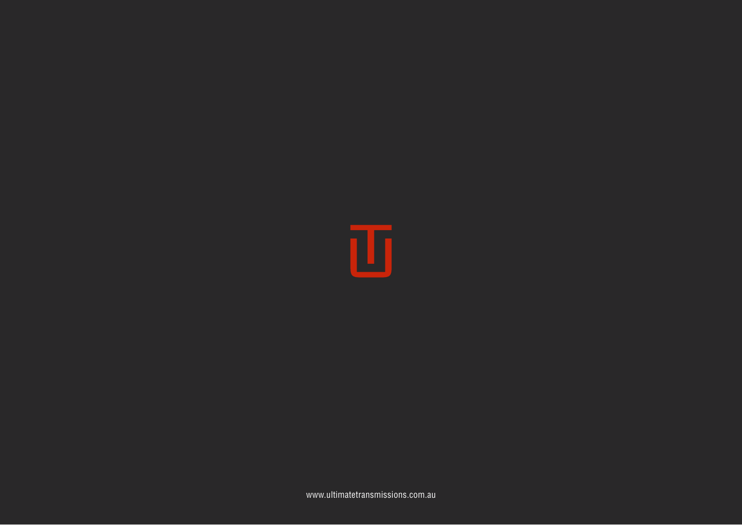www.ultimatetransmissions.com.au